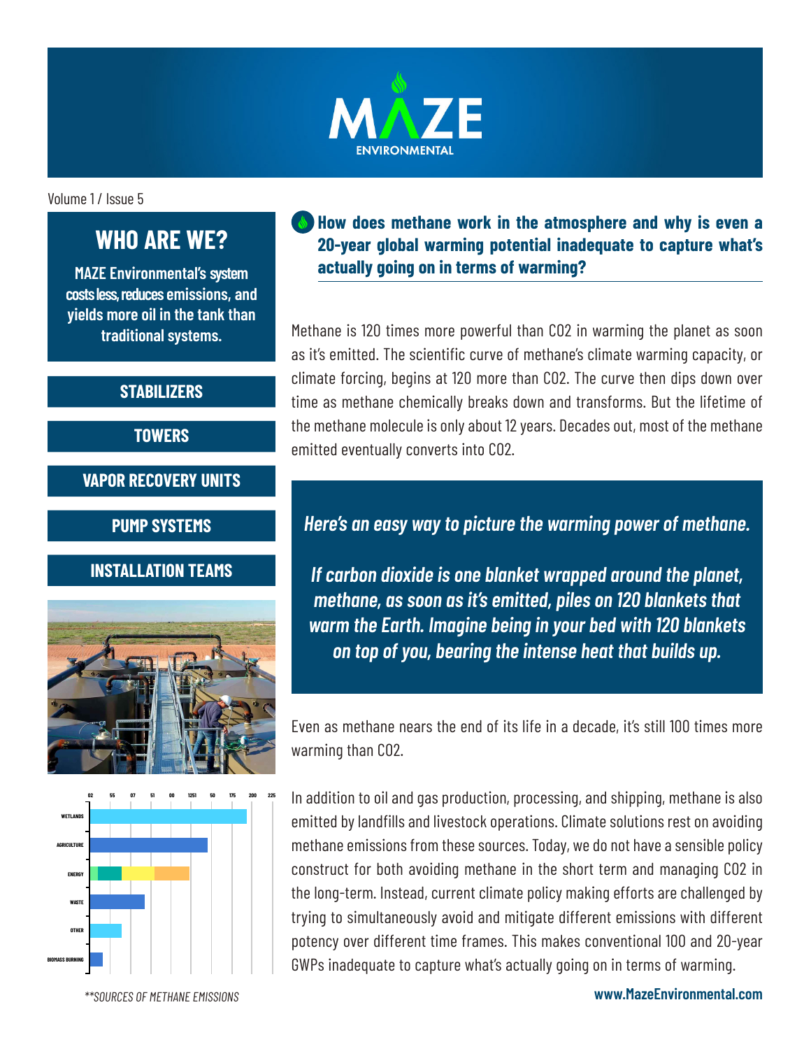# MAZE ENVIRONMENTAL

Volume 1 / Issue 5

## WHO ARE WE?

**MAZE Environmental's system costs less, reduces emissions, and yields more oil in the tank than traditional systems.**

- **STABILIZERS**
- **TOWERS**
- **VAPOR RECOVERY UNITS**
- **PUMP SYSTEMS**
- **INSTALLATION TEAMS**

*\*\*SOURCES OF METHANE EMISSIONS*

## How does methane work in the atmosphere and why is even a 20-year global warming potential inadequate to capture what's actually going on in terms of warming?

Methane is 120 times more powerful than $CO_2$ in warming the planet as soon as it's emitted. The scientific curve of methane's climate warming capacity, or climate forcing, begins at 120 more than $CO_2$. The curve then dips down over time as methane chemically breaks down and transforms. But the lifetime of the methane molecule is only about 12 years. Decades out, most of the methane emitted eventually converts into $CO_2$.

***Here's an easy way to picture the warming power of methane.***

***If carbon dioxide is one blanket wrapped around the planet, methane, as soon as it's emitted, piles on 120 blankets that warm the Earth. Imagine being in your bed with 120 blankets on top of you, bearing the intense heat that builds up.***

Even as methane nears the end of its life in a decade, it's still 100 times more warming than $CO_2$.

In addition to oil and gas production, processing, and shipping, methane is also emitted by landfills and livestock operations. Climate solutions rest on avoiding methane emissions from these sources. Today, we do not have a sensible policy construct for both avoiding methane in the short term and managing $CO_2$ in the long-term. Instead, current climate policy making efforts are challenged by trying to simultaneously avoid and mitigate different emissions with different potency over different time frames. This makes conventional 100 and 20-year GWPs inadequate to capture what's actually going on in terms of warming.

**www.MazeEnvironmental.com**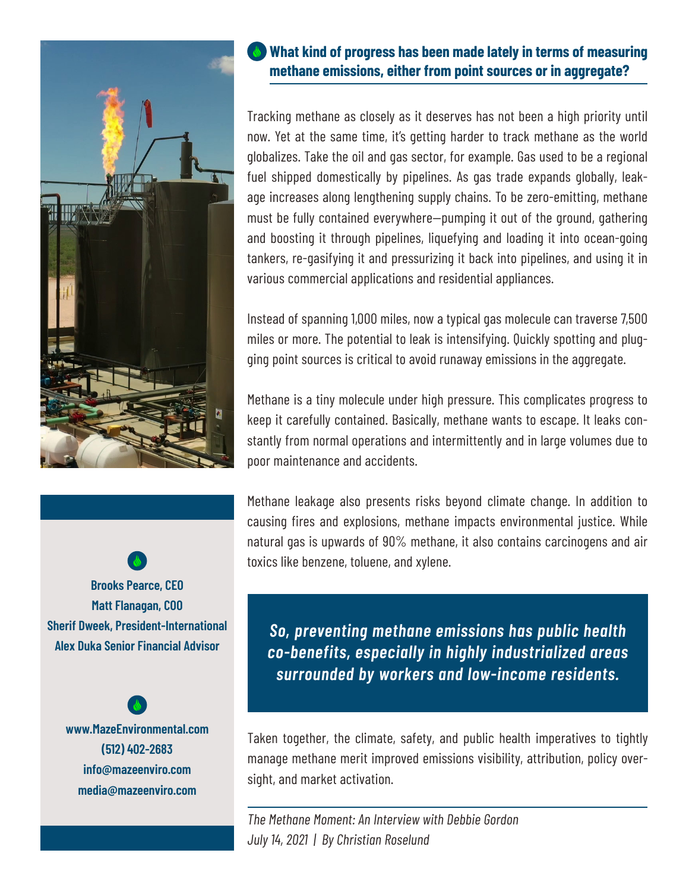## What kind of progress has been made lately in terms of measuring methane emissions, either from point sources or in aggregate?

Tracking methane as closely as it deserves has not been a high priority until now. Yet at the same time, it's getting harder to track methane as the world globalizes. Take the oil and gas sector, for example. Gas used to be a regional fuel shipped domestically by pipelines. As gas trade expands globally, leakage increases along lengthening supply chains. To be zero-emitting, methane must be fully contained everywhere—pumping it out of the ground, gathering and boosting it through pipelines, liquefying and loading it into ocean-going tankers, re-gasifying it and pressurizing it back into pipelines, and using it in various commercial applications and residential appliances.

Instead of spanning 1,000 miles, now a typical gas molecule can traverse 7,500 miles or more. The potential to leak is intensifying. Quickly spotting and plugging point sources is critical to avoid runaway emissions in the aggregate.

Methane is a tiny molecule under high pressure. This complicates progress to keep it carefully contained. Basically, methane wants to escape. It leaks constantly from normal operations and intermittently and in large volumes due to poor maintenance and accidents.

Methane leakage also presents risks beyond climate change. In addition to causing fires and explosions, methane impacts environmental justice. While natural gas is upwards of 90% methane, it also contains carcinogens and air toxics like benzene, toluene, and xylene.

> ***So, preventing methane emissions has public health co-benefits, especially in highly industrialized areas surrounded by workers and low-income residents.***

Taken together, the climate, safety, and public health imperatives to tightly manage methane merit improved emissions visibility, attribution, policy oversight, and market activation.

*The Methane Moment: An Interview with Debbie Gordon*
*July 14, 2021 | By Christian Roselund*

**Brooks Pearce, CEO**
**Matt Flanagan, COO**
**Sherif Dweek, President-International**
**Alex Duka Senior Financial Advisor**

**www.MazeEnvironmental.com**
**(512) 402-2683**
**info@mazeenviro.com**
**media@mazeenviro.com**